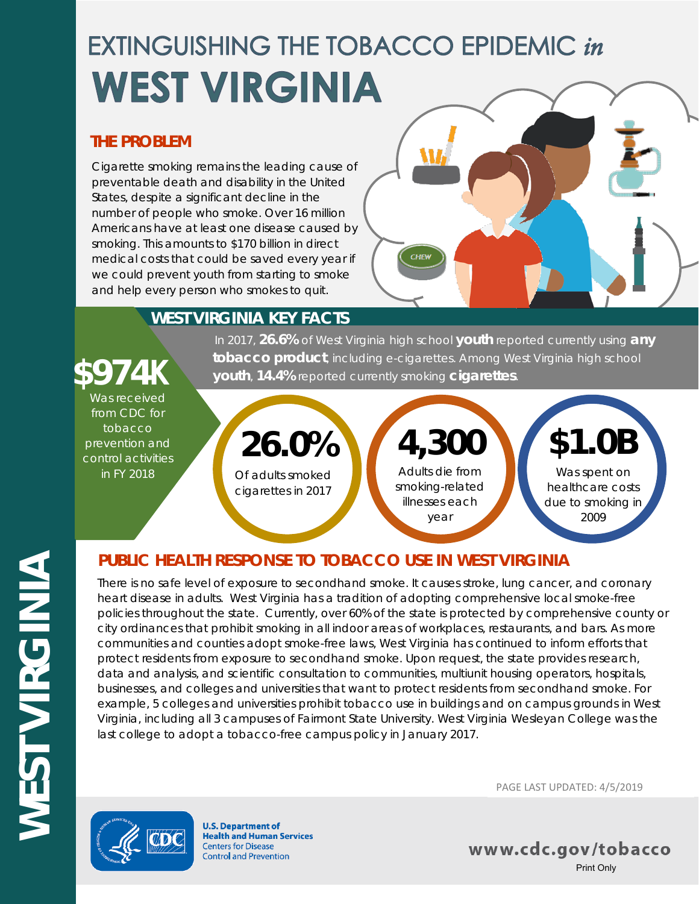# EXTINGUISHING THE TOBACCO EPIDEMIC *in* WEST VIRGINIA

## THE PROBLEM

Cigarette smoking remains the leading cause of preventable death and disability in the United States, despite a significant decline in the number of people who smoke. Over 16 million Americans have at least one disease caused by smoking. This amounts to $170 billion in direct medical costs that could be saved every year if we could prevent youth from starting to smoke and help every person who smokes to quit.

## WEST VIRGINIA KEY FACTS

**$974K** Was received from CDC for tobacco prevention and control activities in FY 2018

In 2017, **26.6%** of West Virginia high school **youth** reported currently using **any tobacco product**, including e-cigarettes. Among West Virginia high school **youth**, **14.4%** reported currently smoking **cigarettes**.

**26.0%** Of adults smoked cigarettes in 2017

**4,300** Adults die from smoking-related illnesses each year

**$1.0B** Was spent on healthcare costs due to smoking in 2009

## PUBLIC HEALTH RESPONSE TO TOBACCO USE IN WEST VIRGINIA

There is no safe level of exposure to secondhand smoke. It causes stroke, lung cancer, and coronary heart disease in adults. West Virginia has a tradition of adopting comprehensive local smoke-free policies throughout the state. Currently, over 60% of the state is protected by comprehensive county or city ordinances that prohibit smoking in all indoor areas of workplaces, restaurants, and bars. As more communities and counties adopt smoke-free laws, West Virginia has continued to inform efforts that protect residents from exposure to secondhand smoke. Upon request, the state provides research, data and analysis, and scientific consultation to communities, multiunit housing operators, hospitals, businesses, and colleges and universities that want to protect residents from secondhand smoke. For example, 5 colleges and universities prohibit tobacco use in buildings and on campus grounds in West Virginia, including all 3 campuses of Fairmont State University. West Virginia Wesleyan College was the last college to adopt a tobacco-free campus policy in January 2017.

PAGE LAST UPDATED: 4/5/2019

U.S. Department of Health and Human Services
Centers for Disease Control and Prevention

www.cdc.gov/tobacco

Print Only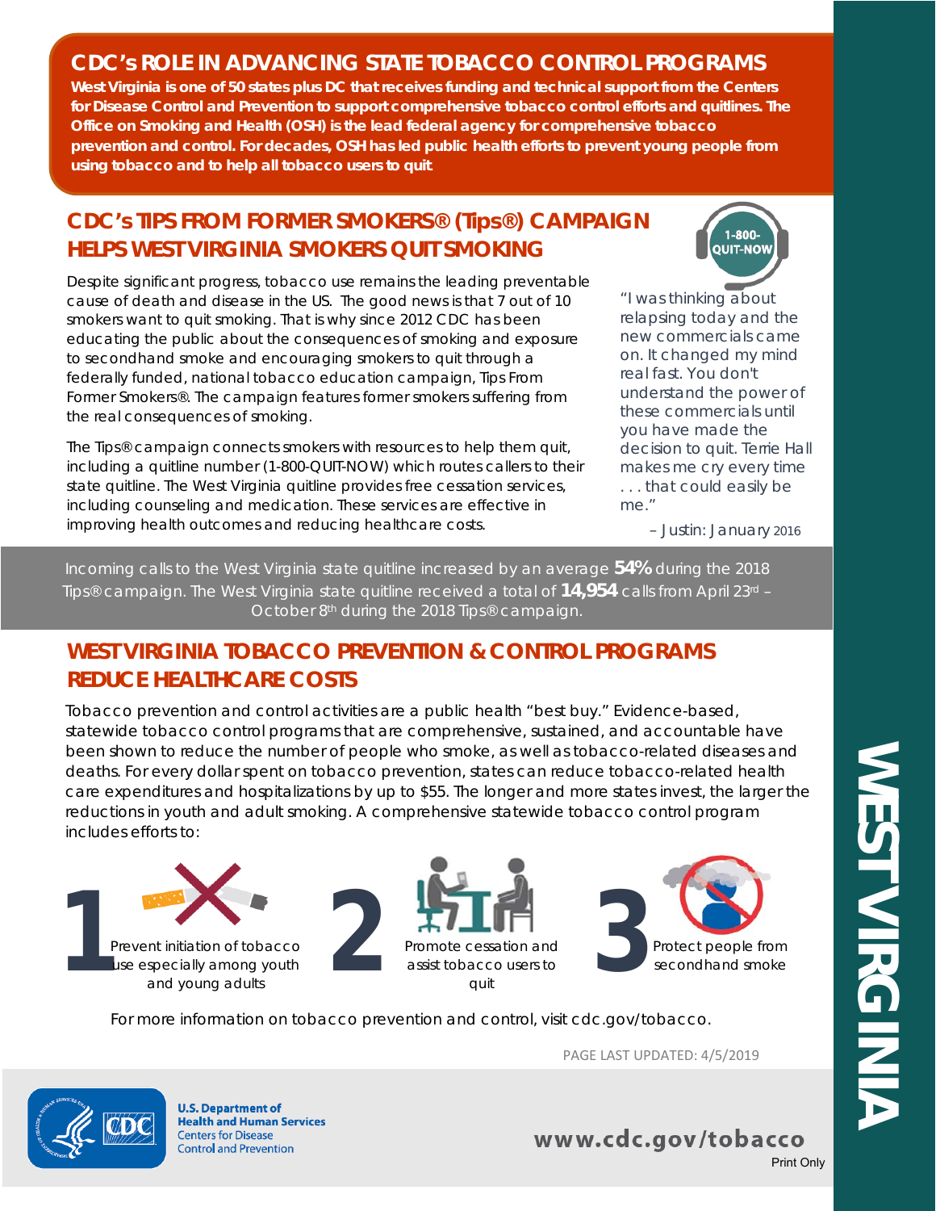# CDC's ROLE IN ADVANCING STATE TOBACCO CONTROL PROGRAMS

**West Virginia is one of 50 states plus DC that receives funding and technical support from the Centers for Disease Control and Prevention to support comprehensive tobacco control efforts and quitlines. The Office on Smoking and Health (OSH) is the lead federal agency for comprehensive tobacco prevention and control. For decades, OSH has led public health efforts to prevent young people from using tobacco and to help all tobacco users to quit.**

## CDC's TIPS FROM FORMER SMOKERS® (Tips®) CAMPAIGN HELPS WEST VIRGINIA SMOKERS QUIT SMOKING

Despite significant progress, tobacco use remains the leading preventable cause of death and disease in the US. The good news is that 7 out of 10 smokers want to quit smoking. That is why since 2012 CDC has been educating the public about the consequences of smoking and exposure to secondhand smoke and encouraging smokers to quit through a federally funded, national tobacco education campaign, Tips From Former Smokers®. The campaign features former smokers suffering from the real consequences of smoking.

The Tips® campaign connects smokers with resources to help them quit, including a quitline number (1-800-QUIT-NOW) which routes callers to their state quitline. The West Virginia quitline provides free cessation services, including counseling and medication. These services are effective in improving health outcomes and reducing healthcare costs.

1-800-QUIT-NOW

"I was thinking about relapsing today and the new commercials came on. It changed my mind real fast. You don't understand the power of these commercials until you have made the decision to quit. Terrie Hall makes me cry every time . . . that could easily be me."

– Justin: January 2016

Incoming calls to the West Virginia state quitline increased by an average **54%** during the 2018 Tips® campaign. The West Virginia state quitline received a total of **14,954** calls from April 23rd – October 8th during the 2018 Tips® campaign.

## WEST VIRGINIA TOBACCO PREVENTION & CONTROL PROGRAMS REDUCE HEALTHCARE COSTS

Tobacco prevention and control activities are a public health "best buy." Evidence-based, statewide tobacco control programs that are comprehensive, sustained, and accountable have been shown to reduce the number of people who smoke, as well as tobacco-related diseases and deaths. For every dollar spent on tobacco prevention, states can reduce tobacco-related health care expenditures and hospitalizations by up to $55. The longer and more states invest, the larger the reductions in youth and adult smoking. A comprehensive statewide tobacco control program includes efforts to:

1. Prevent initiation of tobacco use especially among youth and young adults
2. Promote cessation and assist tobacco users to quit
3. Protect people from secondhand smoke

For more information on tobacco prevention and control, visit cdc.gov/tobacco.

PAGE LAST UPDATED: 4/5/2019

U.S. Department of Health and Human Services
Centers for Disease Control and Prevention

www.cdc.gov/tobacco

WEST VIRGINIA